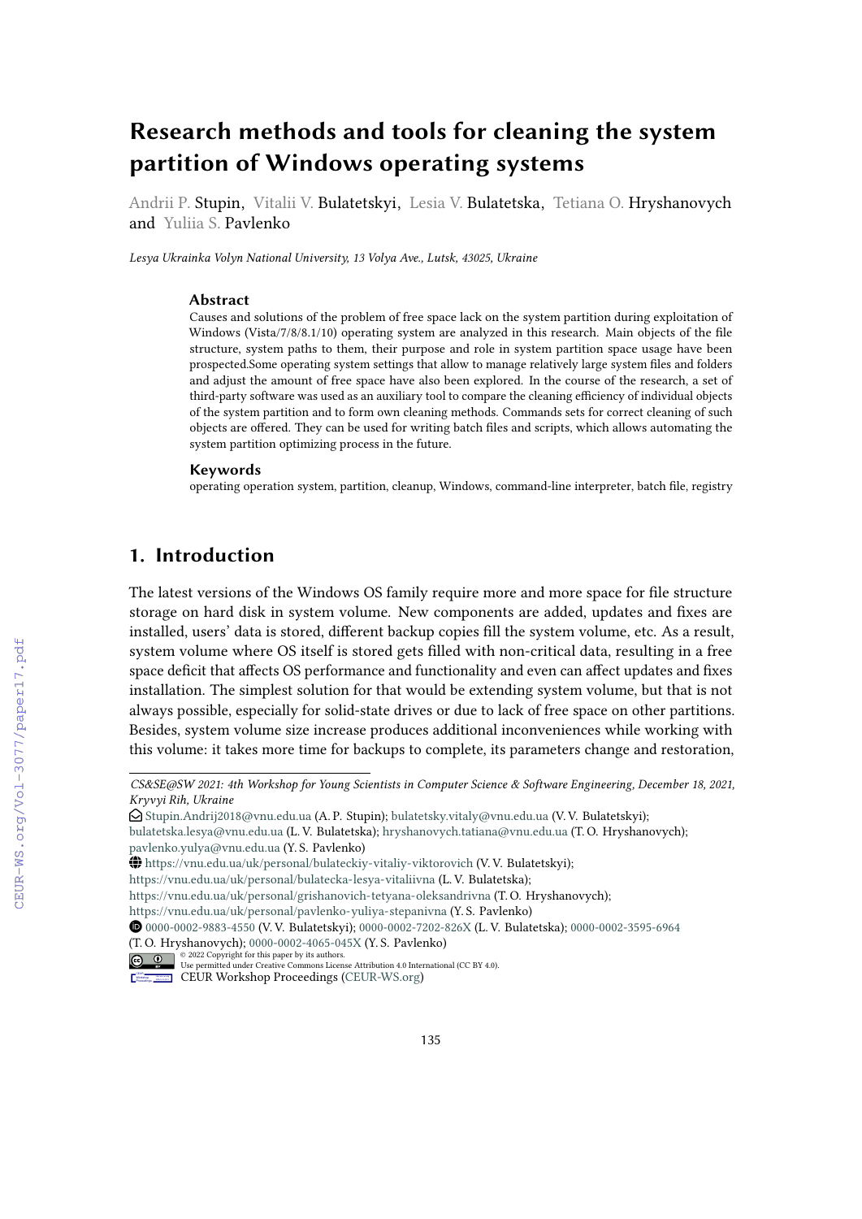# Research methods and tools for cleaning the system partition of Windows operating systems

Andrii P. Stupin, Vitalii V. Bulatetskyi, Lesia V. Bulatetska, Tetiana O. Hryshanovych and Yuliia S. Pavlenko

*Lesya Ukrainka Volyn National University, 13 Volya Ave., Lutsk, 43025, Ukraine*

### Abstract

Causes and solutions of the problem of free space lack on the system partition during exploitation of Windows (Vista/7/8/8.1/10) operating system are analyzed in this research. Main objects of the file structure, system paths to them, their purpose and role in system partition space usage have been prospected.Some operating system settings that allow to manage relatively large system files and folders and adjust the amount of free space have also been explored. In the course of the research, a set of third-party software was used as an auxiliary tool to compare the cleaning efficiency of individual objects of the system partition and to form own cleaning methods. Commands sets for correct cleaning of such objects are offered. They can be used for writing batch files and scripts, which allows automating the system partition optimizing process in the future.

### Keywords

operating operation system, partition, cleanup, Windows, command-line interpreter, batch file, registry

## 1. Introduction

The latest versions of the Windows OS family require more and more space for file structure storage on hard disk in system volume. New components are added, updates and fixes are installed, users' data is stored, different backup copies fill the system volume, etc. As a result, system volume where OS itself is stored gets filled with non-critical data, resulting in a free space deficit that affects OS performance and functionality and even can affect updates and fixes installation. The simplest solution for that would be extending system volume, but that is not always possible, especially for solid-state drives or due to lack of free space on other partitions. Besides, system volume size increase produces additional inconveniences while working with this volume: it takes more time for backups to complete, its parameters change and restoration,

---

*CS&SE@SW 2021: 4th Workshop for Young Scientists in Computer Science & Software Engineering, December 18, 2021, Kryvyi Rih, Ukraine*

Stupin.Andrij2018@vnu.edu.ua (A. P. Stupin); bulatetsky.vitaly@vnu.edu.ua (V. V. Bulatetskyi); bulatetska.lesya@vnu.edu.ua (L. V. Bulatetska); hryshanovych.tatiana@vnu.edu.ua (T. O. Hryshanovych); pavlenko.yulya@vnu.edu.ua (Y. S. Pavlenko)

https://vnu.edu.ua/uk/personal/bulateckiy-vitaliy-viktorovich (V. V. Bulatetskyi); https://vnu.edu.ua/uk/personal/bulatecka-lesya-vitaliivna (L. V. Bulatetska); https://vnu.edu.ua/uk/personal/grishanovich-tetyana-oleksandrivna (T. O. Hryshanovych); https://vnu.edu.ua/uk/personal/pavlenko-yuliya-stepanivna (Y. S. Pavlenko)

0000-0002-9883-4550 (V. V. Bulatetskyi); 0000-0002-7202-826X (L. V. Bulatetska); 0000-0002-3595-6964 (T. O. Hryshanovych); 0000-0002-4065-045X (Y. S. Pavlenko)

© 2022 Copyright for this paper by its authors. Use permitted under Creative Commons License Attribution 4.0 International (CC BY 4.0).

CEUR Workshop Proceedings (CEUR-WS.org)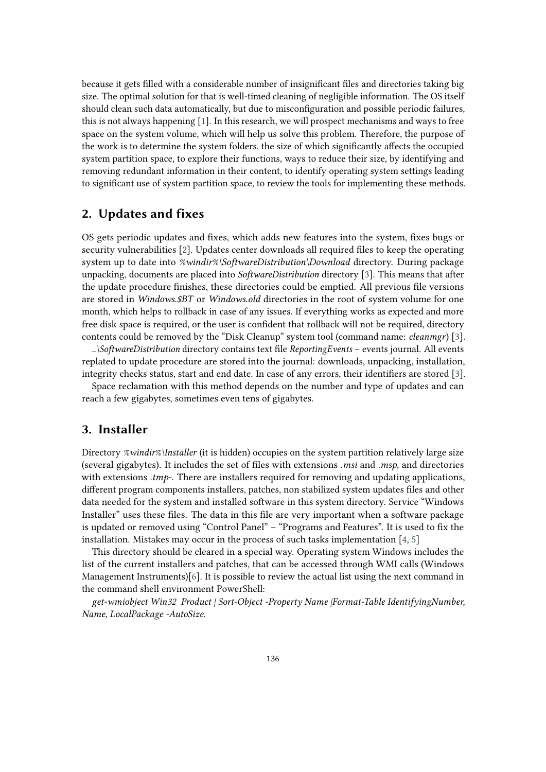because it gets filled with a considerable number of insignificant files and directories taking big size. The optimal solution for that is well-timed cleaning of negligible information. The OS itself should clean such data automatically, but due to misconfiguration and possible periodic failures, this is not always happening [1]. In this research, we will prospect mechanisms and ways to free space on the system volume, which will help us solve this problem. Therefore, the purpose of the work is to determine the system folders, the size of which significantly affects the occupied system partition space, to explore their functions, ways to reduce their size, by identifying and removing redundant information in their content, to identify operating system settings leading to significant use of system partition space, to review the tools for implementing these methods.

## 2. Updates and fixes

OS gets periodic updates and fixes, which adds new features into the system, fixes bugs or security vulnerabilities [2]. Updates center downloads all required files to keep the operating system up to date into *%windir%\SoftwareDistribution\Download* directory. During package unpacking, documents are placed into *SoftwareDistribution* directory [3]. This means that after the update procedure finishes, these directories could be emptied. All previous file versions are stored in *Windows.$BT* or *Windows.old* directories in the root of system volume for one month, which helps to rollback in case of any issues. If everything works as expected and more free disk space is required, or the user is confident that rollback will not be required, directory contents could be removed by the "Disk Cleanup" system tool (command name: *cleanmgr*) [3].

*..\SoftwareDistribution* directory contains text file *ReportingEvents* – events journal. All events replated to update procedure are stored into the journal: downloads, unpacking, installation, integrity checks status, start and end date. In case of any errors, their identifiers are stored [3].

Space reclamation with this method depends on the number and type of updates and can reach a few gigabytes, sometimes even tens of gigabytes.

## 3. Installer

Directory *%windir%\Installer* (it is hidden) occupies on the system partition relatively large size (several gigabytes). It includes the set of files with extensions *.msi* and *.msp*, and directories with extensions *.tmp-*. There are installers required for removing and updating applications, different program components installers, patches, non stabilized system updates files and other data needed for the system and installed software in this system directory. Service "Windows Installer" uses these files. The data in this file are very important when a software package is updated or removed using "Control Panel" – "Programs and Features". It is used to fix the installation. Mistakes may occur in the process of such tasks implementation [4, 5]

This directory should be cleared in a special way. Operating system Windows includes the list of the current installers and patches, that can be accessed through WMI calls (Windows Management Instruments)[6]. It is possible to review the actual list using the next command in the command shell environment PowerShell:

*get-wmiobject Win32_Product | Sort-Object -Property Name |Format-Table IdentifyingNumber, Name, LocalPackage -AutoSize*.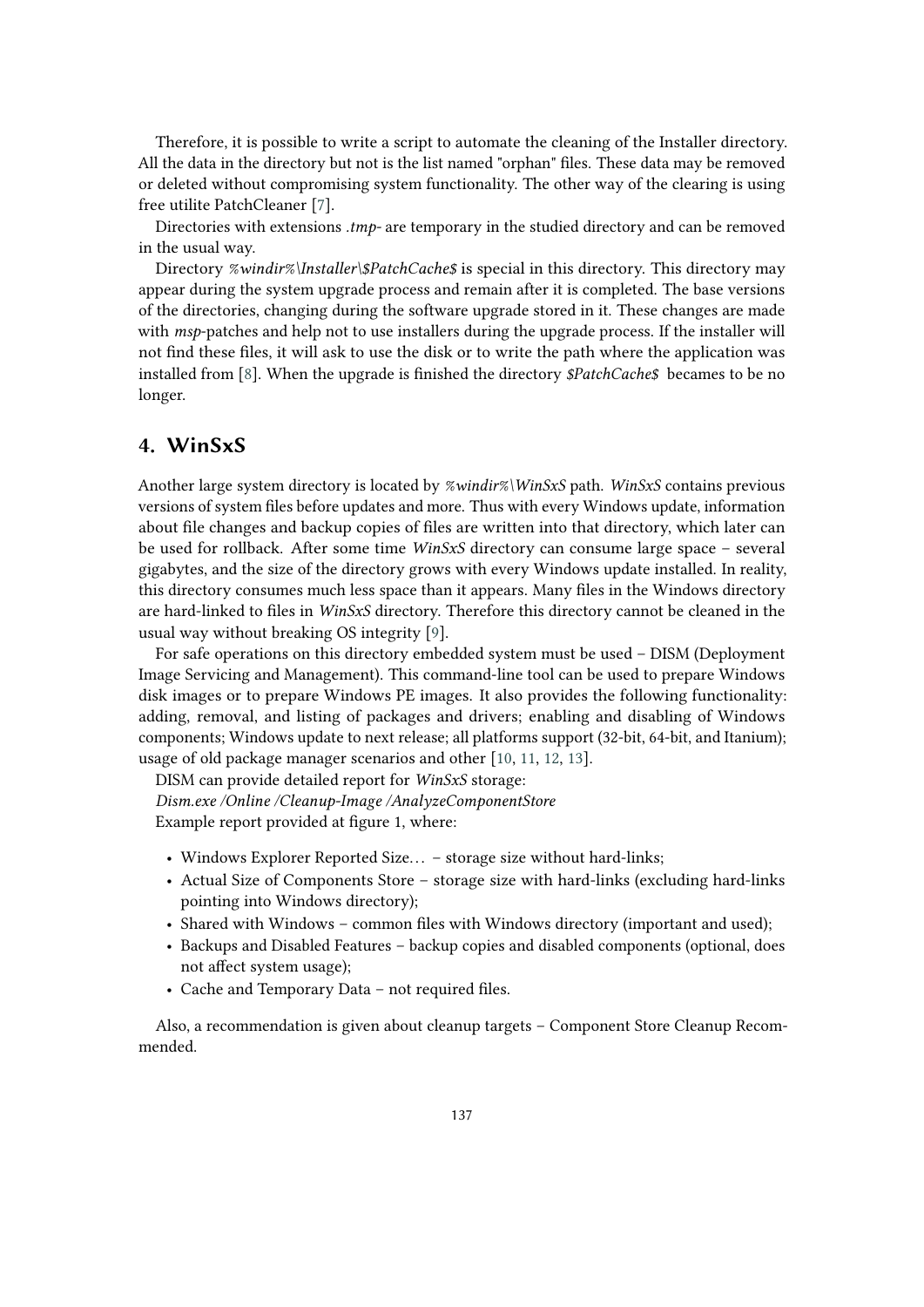Therefore, it is possible to write a script to automate the cleaning of the Installer directory. All the data in the directory but not is the list named "orphan" files. These data may be removed or deleted without compromising system functionality. The other way of the clearing is using free utilite PatchCleaner [7].

Directories with extensions *.tmp-* are temporary in the studied directory and can be removed in the usual way.

Directory *%windir%\Installer\$PatchCache$* is special in this directory. This directory may appear during the system upgrade process and remain after it is completed. The base versions of the directories, changing during the software upgrade stored in it. These changes are made with *msp*-patches and help not to use installers during the upgrade process. If the installer will not find these files, it will ask to use the disk or to write the path where the application was installed from [8]. When the upgrade is finished the directory *$PatchCache$* becames to be no longer.

## 4. WinSxS

Another large system directory is located by *%windir%\WinSxS* path. *WinSxS* contains previous versions of system files before updates and more. Thus with every Windows update, information about file changes and backup copies of files are written into that directory, which later can be used for rollback. After some time *WinSxS* directory can consume large space – several gigabytes, and the size of the directory grows with every Windows update installed. In reality, this directory consumes much less space than it appears. Many files in the Windows directory are hard-linked to files in *WinSxS* directory. Therefore this directory cannot be cleaned in the usual way without breaking OS integrity [9].

For safe operations on this directory embedded system must be used – DISM (Deployment Image Servicing and Management). This command-line tool can be used to prepare Windows disk images or to prepare Windows PE images. It also provides the following functionality: adding, removal, and listing of packages and drivers; enabling and disabling of Windows components; Windows update to next release; all platforms support (32-bit, 64-bit, and Itanium); usage of old package manager scenarios and other [10, 11, 12, 13].

DISM can provide detailed report for *WinSxS* storage:

*Dism.exe /Online /Cleanup-Image /AnalyzeComponentStore*

Example report provided at figure 1, where:

- Windows Explorer Reported Size... – storage size without hard-links;
- Actual Size of Components Store – storage size with hard-links (excluding hard-links pointing into Windows directory);
- Shared with Windows – common files with Windows directory (important and used);
- Backups and Disabled Features – backup copies and disabled components (optional, does not affect system usage);
- Cache and Temporary Data – not required files.

Also, a recommendation is given about cleanup targets – Component Store Cleanup Recommended.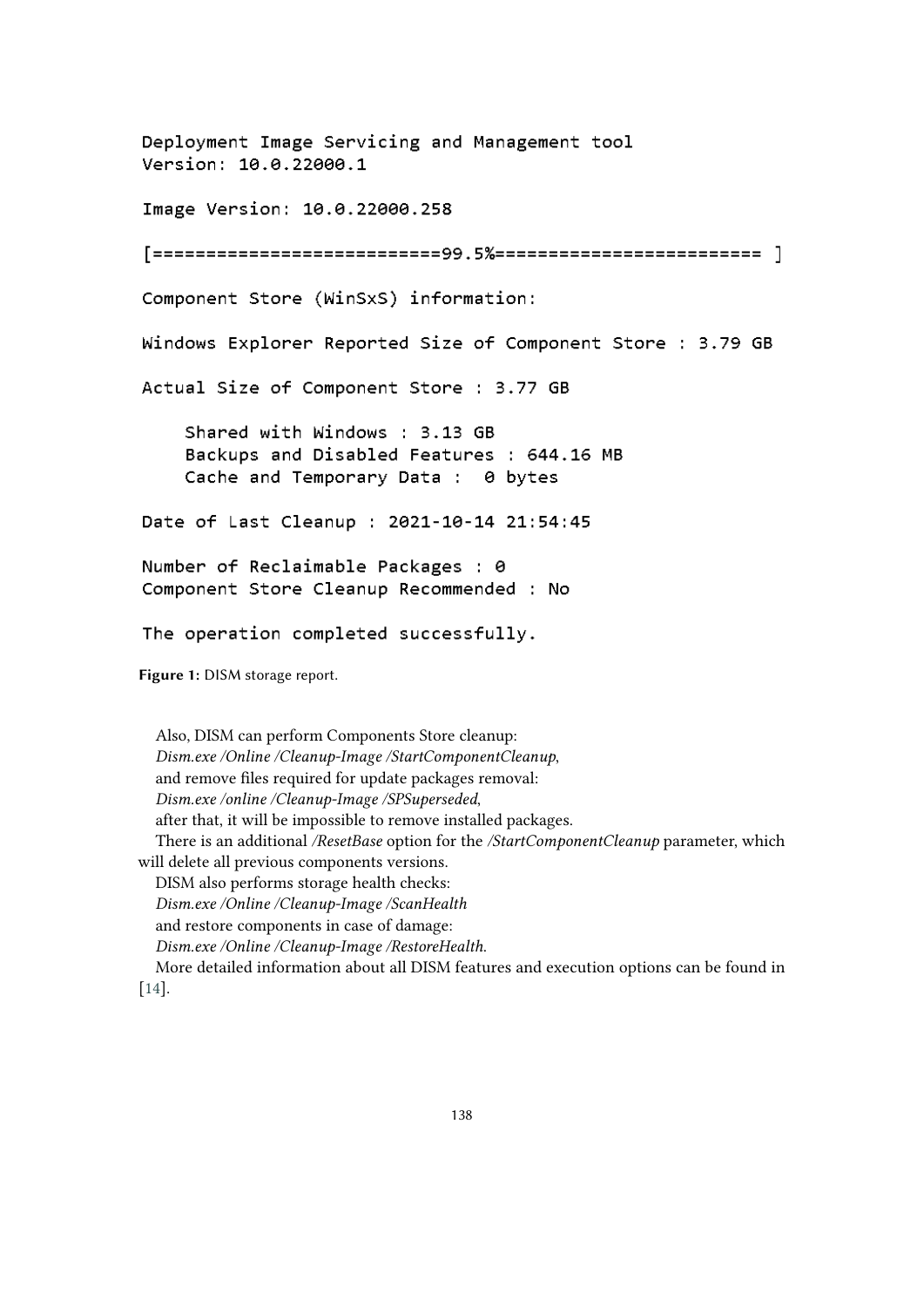```
Deployment Image Servicing and Management tool
Version: 10.0.22000.1

Image Version: 10.0.22000.258

[==========================99.5%========================= ]

Component Store (WinSxS) information:

Windows Explorer Reported Size of Component Store : 3.79 GB

Actual Size of Component Store : 3.77 GB

    Shared with Windows : 3.13 GB
    Backups and Disabled Features : 644.16 MB
    Cache and Temporary Data :  0 bytes

Date of Last Cleanup : 2021-10-14 21:54:45

Number of Reclaimable Packages : 0
Component Store Cleanup Recommended : No

The operation completed successfully.
```

**Figure 1:** DISM storage report.

Also, DISM can perform Components Store cleanup:
*Dism.exe /Online /Cleanup-Image /StartComponentCleanup*,
and remove files required for update packages removal:
*Dism.exe /online /Cleanup-Image /SPSuperseded*,
after that, it will be impossible to remove installed packages.

There is an additional */ResetBase* option for the */StartComponentCleanup* parameter, which will delete all previous components versions.

DISM also performs storage health checks:
*Dism.exe /Online /Cleanup-Image /ScanHealth*
and restore components in case of damage:
*Dism.exe /Online /Cleanup-Image /RestoreHealth*.

More detailed information about all DISM features and execution options can be found in [14].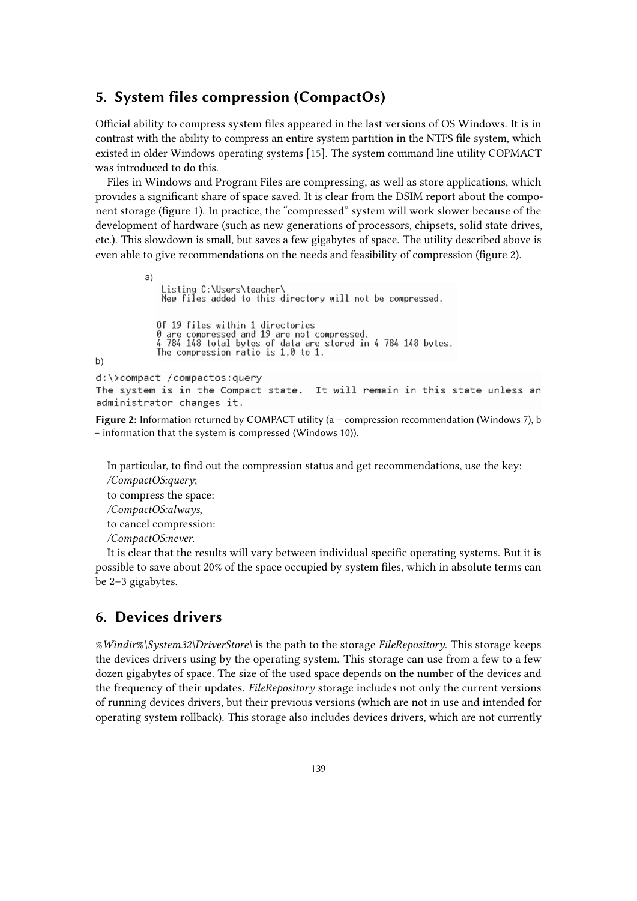## 5. System files compression (CompactOs)

Official ability to compress system files appeared in the last versions of OS Windows. It is in contrast with the ability to compress an entire system partition in the NTFS file system, which existed in older Windows operating systems [15]. The system command line utility COPMACT was introduced to do this.

Files in Windows and Program Files are compressing, as well as store applications, which provides a significant share of space saved. It is clear from the DSIM report about the component storage (figure 1). In practice, the "compressed" system will work slower because of the development of hardware (such as new generations of processors, chipsets, solid state drives, etc.). This slowdown is small, but saves a few gigabytes of space. The utility described above is even able to give recommendations on the needs and feasibility of compression (figure 2).

a)

```
Listing C:\Users\teacher\
New files added to this directory will not be compressed.


Of 19 files within 1 directories
0 are compressed and 19 are not compressed.
4 784 148 total bytes of data are stored in 4 784 148 bytes.
The compression ratio is 1,0 to 1.
```

b)

```
d:\>compact /compactos:query
The system is in the Compact state.  It will remain in this state unless an
administrator changes it.
```

**Figure 2:** Information returned by COMPACT utility (a – compression recommendation (Windows 7), b – information that the system is compressed (Windows 10)).

In particular, to find out the compression status and get recommendations, use the key:
*/CompactOS:query*;
to compress the space:
*/CompactOS:always*,
to cancel compression:
*/CompactOS:never*.

It is clear that the results will vary between individual specific operating systems. But it is possible to save about 20% of the space occupied by system files, which in absolute terms can be 2–3 gigabytes.

## 6. Devices drivers

*%Windir%\System32\DriverStore\* is the path to the storage *FileRepository*. This storage keeps the devices drivers using by the operating system. This storage can use from a few to a few dozen gigabytes of space. The size of the used space depends on the number of the devices and the frequency of their updates. *FileRepository* storage includes not only the current versions of running devices drivers, but their previous versions (which are not in use and intended for operating system rollback). This storage also includes devices drivers, which are not currently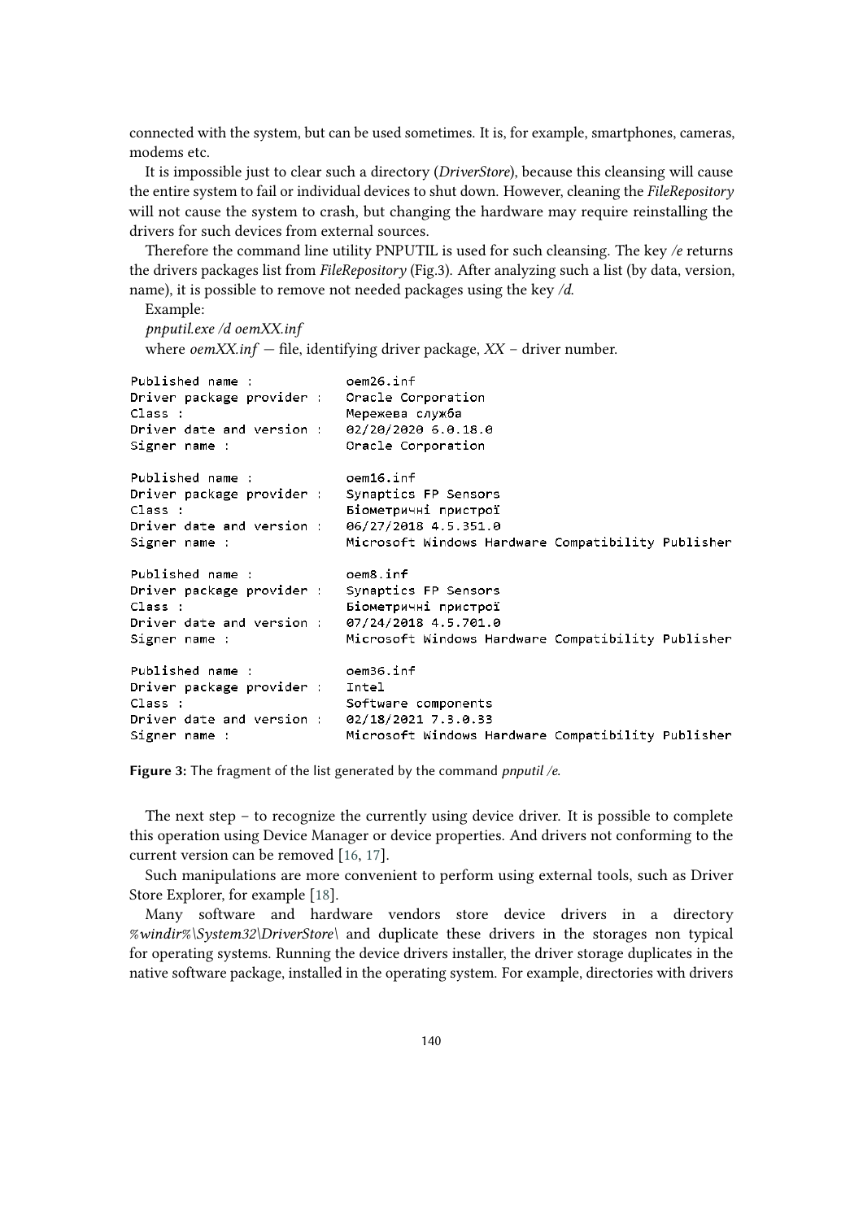connected with the system, but can be used sometimes. It is, for example, smartphones, cameras, modems etc.

It is impossible just to clear such a directory (*DriverStore*), because this cleansing will cause the entire system to fail or individual devices to shut down. However, cleaning the *FileRepository* will not cause the system to crash, but changing the hardware may require reinstalling the drivers for such devices from external sources.

Therefore the command line utility PNPUTIL is used for such cleansing. The key */e* returns the drivers packages list from *FileRepository* (Fig.3). After analyzing such a list (by data, version, name), it is possible to remove not needed packages using the key */d*.

Example:

*pnputil.exe /d oemXX.inf*

where *oemXX.inf* — file, identifying driver package, *XX* – driver number.

```
Published name :            oem26.inf
Driver package provider :   Oracle Corporation
Class :                     Мережева служба
Driver date and version :   02/20/2020 6.0.18.0
Signer name :               Oracle Corporation

Published name :            oem16.inf
Driver package provider :   Synaptics FP Sensors
Class :                     Біометричні пристрої
Driver date and version :   06/27/2018 4.5.351.0
Signer name :               Microsoft Windows Hardware Compatibility Publisher

Published name :            oem8.inf
Driver package provider :   Synaptics FP Sensors
Class :                     Біометричні пристрої
Driver date and version :   07/24/2018 4.5.701.0
Signer name :               Microsoft Windows Hardware Compatibility Publisher

Published name :            oem36.inf
Driver package provider :   Intel
Class :                     Software components
Driver date and version :   02/18/2021 7.3.0.33
Signer name :               Microsoft Windows Hardware Compatibility Publisher
```

**Figure 3:** The fragment of the list generated by the command *pnputil /e*.

The next step – to recognize the currently using device driver. It is possible to complete this operation using Device Manager or device properties. And drivers not conforming to the current version can be removed [16, 17].

Such manipulations are more convenient to perform using external tools, such as Driver Store Explorer, for example [18].

Many software and hardware vendors store device drivers in a directory *%windir%\System32\DriverStore\* and duplicate these drivers in the storages non typical for operating systems. Running the device drivers installer, the driver storage duplicates in the native software package, installed in the operating system. For example, directories with drivers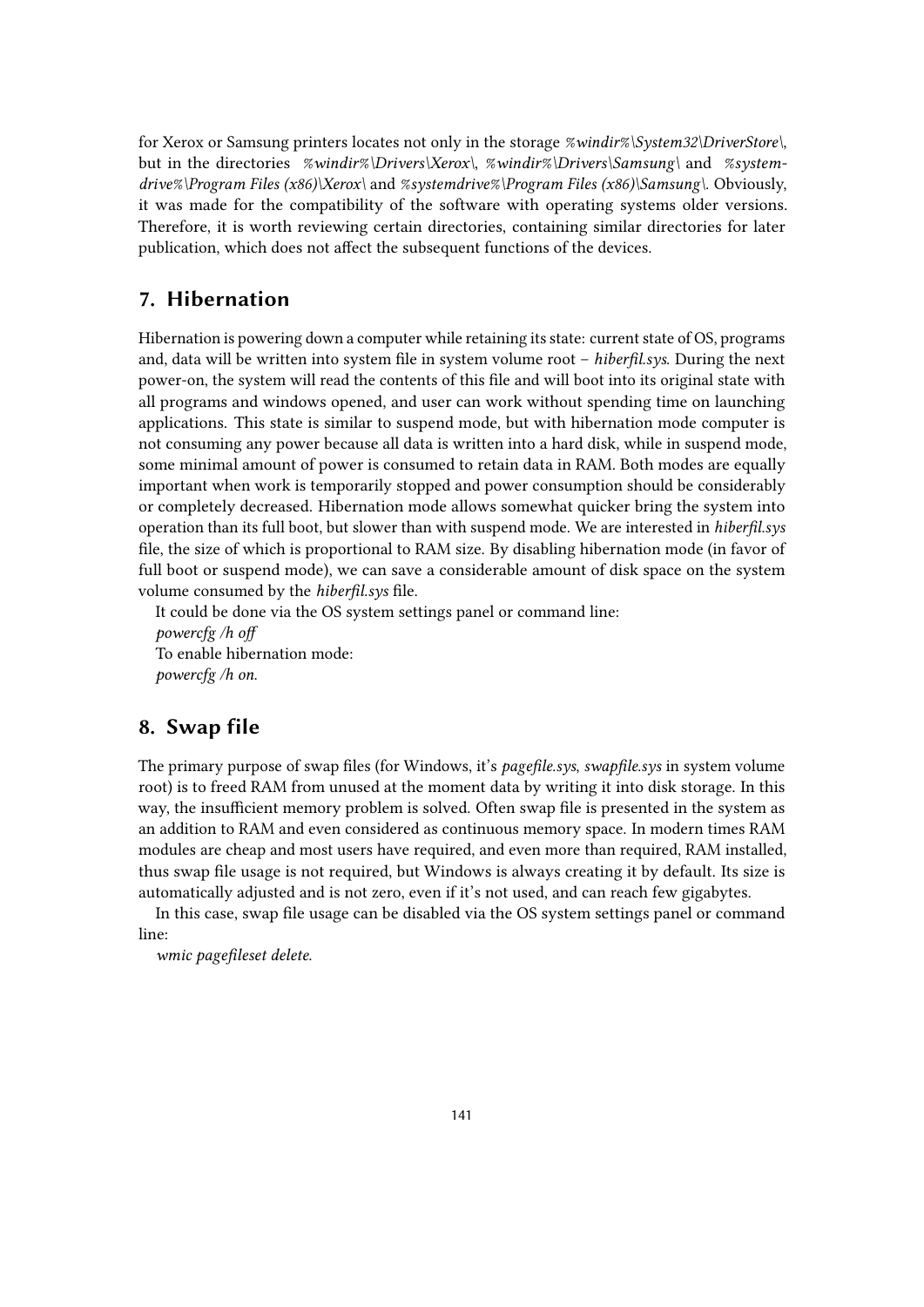for Xerox or Samsung printers locates not only in the storage *%windir%\System32\DriverStore\*, but in the directories *%windir%\Drivers\Xerox\*, *%windir%\Drivers\Samsung\* and *%systemdrive%\Program Files (x86)\Xerox\* and *%systemdrive%\Program Files (x86)\Samsung\*. Obviously, it was made for the compatibility of the software with operating systems older versions. Therefore, it is worth reviewing certain directories, containing similar directories for later publication, which does not affect the subsequent functions of the devices.

## 7. Hibernation

Hibernation is powering down a computer while retaining its state: current state of OS, programs and, data will be written into system file in system volume root – *hiberfil.sys*. During the next power-on, the system will read the contents of this file and will boot into its original state with all programs and windows opened, and user can work without spending time on launching applications. This state is similar to suspend mode, but with hibernation mode computer is not consuming any power because all data is written into a hard disk, while in suspend mode, some minimal amount of power is consumed to retain data in RAM. Both modes are equally important when work is temporarily stopped and power consumption should be considerably or completely decreased. Hibernation mode allows somewhat quicker bring the system into operation than its full boot, but slower than with suspend mode. We are interested in *hiberfil.sys* file, the size of which is proportional to RAM size. By disabling hibernation mode (in favor of full boot or suspend mode), we can save a considerable amount of disk space on the system volume consumed by the *hiberfil.sys* file.

It could be done via the OS system settings panel or command line:

*powercfg /h off*

To enable hibernation mode:

*powercfg /h on*.

## 8. Swap file

The primary purpose of swap files (for Windows, it's *pagefile.sys*, *swapfile.sys* in system volume root) is to freed RAM from unused at the moment data by writing it into disk storage. In this way, the insufficient memory problem is solved. Often swap file is presented in the system as an addition to RAM and even considered as continuous memory space. In modern times RAM modules are cheap and most users have required, and even more than required, RAM installed, thus swap file usage is not required, but Windows is always creating it by default. Its size is automatically adjusted and is not zero, even if it's not used, and can reach few gigabytes.

In this case, swap file usage can be disabled via the OS system settings panel or command line:

*wmic pagefileset delete*.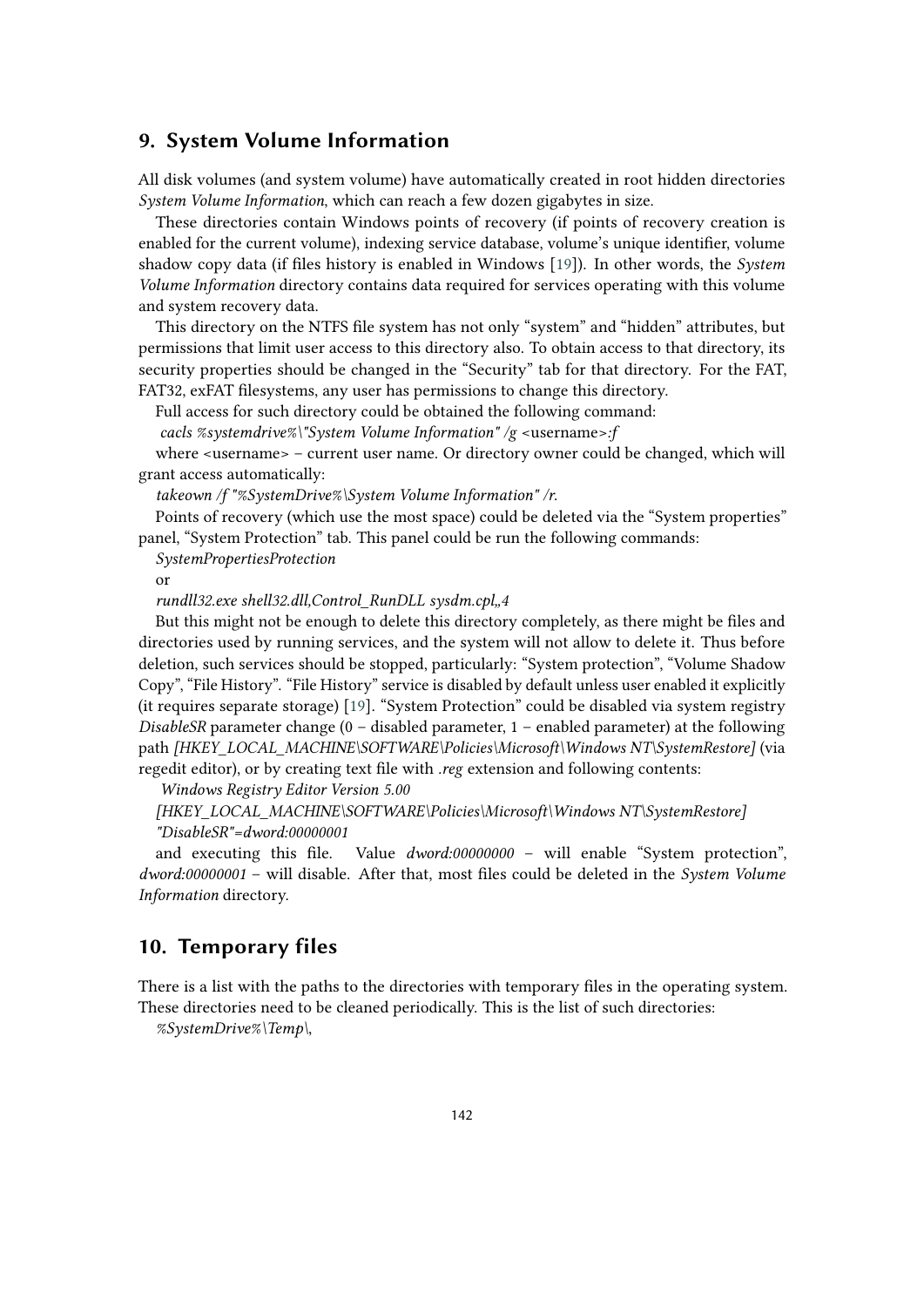## 9. System Volume Information

All disk volumes (and system volume) have automatically created in root hidden directories *System Volume Information*, which can reach a few dozen gigabytes in size.

These directories contain Windows points of recovery (if points of recovery creation is enabled for the current volume), indexing service database, volume's unique identifier, volume shadow copy data (if files history is enabled in Windows [19]). In other words, the *System Volume Information* directory contains data required for services operating with this volume and system recovery data.

This directory on the NTFS file system has not only "system" and "hidden" attributes, but permissions that limit user access to this directory also. To obtain access to that directory, its security properties should be changed in the "Security" tab for that directory. For the FAT, FAT32, exFAT filesystems, any user has permissions to change this directory.

Full access for such directory could be obtained the following command:

*cacls %systemdrive%\"System Volume Information" /g* <username>*:f*

where <username> – current user name. Or directory owner could be changed, which will grant access automatically:

*takeown /f "%SystemDrive%\System Volume Information" /r.*

Points of recovery (which use the most space) could be deleted via the "System properties" panel, "System Protection" tab. This panel could be run the following commands:

*SystemPropertiesProtection*

or

*rundll32.exe shell32.dll,Control_RunDLL sysdm.cpl,,4*

But this might not be enough to delete this directory completely, as there might be files and directories used by running services, and the system will not allow to delete it. Thus before deletion, such services should be stopped, particularly: "System protection", "Volume Shadow Copy", "File History". "File History" service is disabled by default unless user enabled it explicitly (it requires separate storage) [19]. "System Protection" could be disabled via system registry *DisableSR* parameter change (0 – disabled parameter, 1 – enabled parameter) at the following path *[HKEY_LOCAL_MACHINE\SOFTWARE\Policies\Microsoft\Windows NT\SystemRestore]* (via regedit editor), or by creating text file with *.reg* extension and following contents:

*Windows Registry Editor Version 5.00*

*[HKEY_LOCAL_MACHINE\SOFTWARE\Policies\Microsoft\Windows NT\SystemRestore]*

*"DisableSR"=dword:00000001*

and executing this file. Value *dword:00000000* – will enable "System protection", *dword:00000001* – will disable. After that, most files could be deleted in the *System Volume Information* directory.

## 10. Temporary files

There is a list with the paths to the directories with temporary files in the operating system. These directories need to be cleaned periodically. This is the list of such directories:

*%SystemDrive%\Temp\,*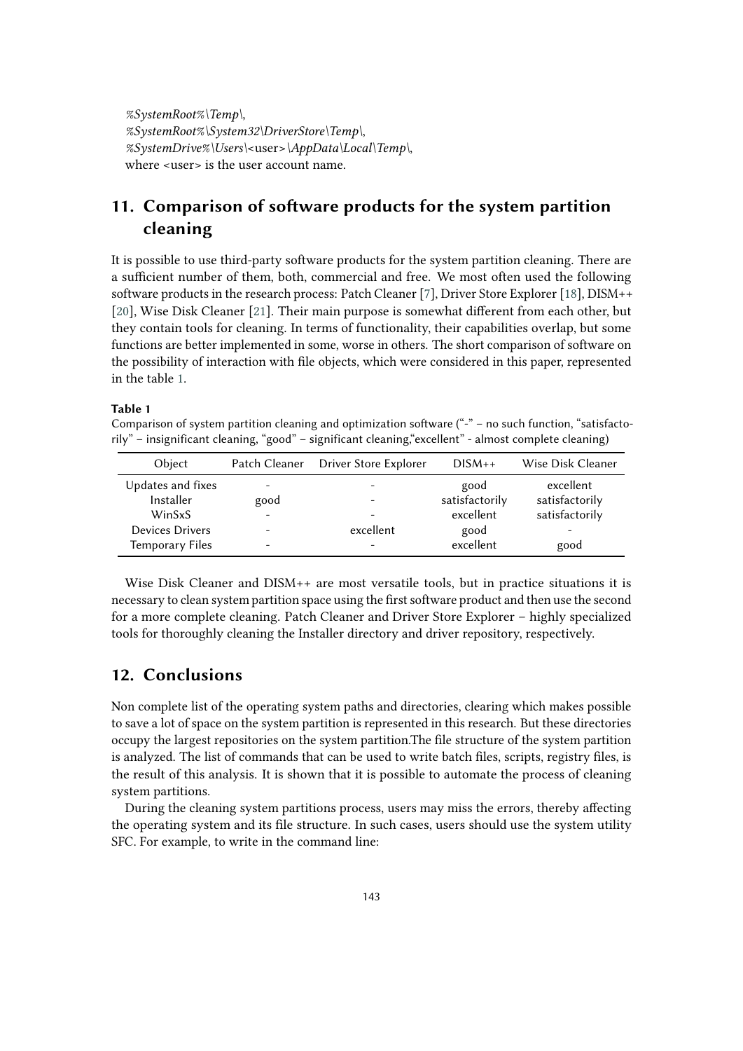*%SystemRoot%\Temp\*,
*%SystemRoot%\System32\DriverStore\Temp\*,
*%SystemDrive%\Users\*<user>*\AppData\Local\Temp\*,
where <user> is the user account name.

## 11. Comparison of software products for the system partition cleaning

It is possible to use third-party software products for the system partition cleaning. There are a sufficient number of them, both, commercial and free. We most often used the following software products in the research process: Patch Cleaner [7], Driver Store Explorer [18], DISM++ [20], Wise Disk Cleaner [21]. Their main purpose is somewhat different from each other, but they contain tools for cleaning. In terms of functionality, their capabilities overlap, but some functions are better implemented in some, worse in others. The short comparison of software on the possibility of interaction with file objects, which were considered in this paper, represented in the table 1.

**Table 1**
Comparison of system partition cleaning and optimization software ("-" – no such function, "satisfactorily" – insignificant cleaning, "good" – significant cleaning,"excellent" - almost complete cleaning)

| Object | Patch Cleaner | Driver Store Explorer | DISM++ | Wise Disk Cleaner |
|---|---|---|---|---|
| Updates and fixes | - | - | good | excellent |
| Installer | good | - | satisfactorily | satisfactorily |
| WinSxS | - | - | excellent | satisfactorily |
| Devices Drivers | - | excellent | good | - |
| Temporary Files | - | - | excellent | good |

Wise Disk Cleaner and DISM++ are most versatile tools, but in practice situations it is necessary to clean system partition space using the first software product and then use the second for a more complete cleaning. Patch Cleaner and Driver Store Explorer – highly specialized tools for thoroughly cleaning the Installer directory and driver repository, respectively.

## 12. Conclusions

Non complete list of the operating system paths and directories, clearing which makes possible to save a lot of space on the system partition is represented in this research. But these directories occupy the largest repositories on the system partition.The file structure of the system partition is analyzed. The list of commands that can be used to write batch files, scripts, registry files, is the result of this analysis. It is shown that it is possible to automate the process of cleaning system partitions.

During the cleaning system partitions process, users may miss the errors, thereby affecting the operating system and its file structure. In such cases, users should use the system utility SFC. For example, to write in the command line: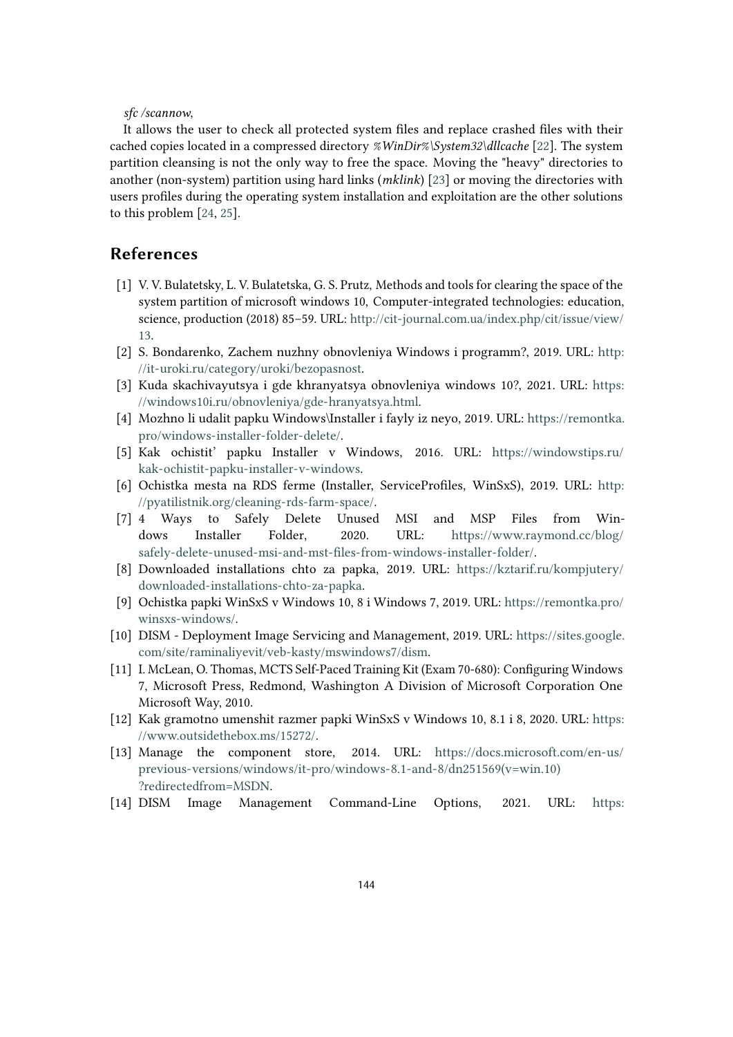*sfc /scannow*,

It allows the user to check all protected system files and replace crashed files with their cached copies located in a compressed directory *%WinDir%\System32\dllcache* [22]. The system partition cleansing is not the only way to free the space. Moving the "heavy" directories to another (non-system) partition using hard links (*mklink*) [23] or moving the directories with users profiles during the operating system installation and exploitation are the other solutions to this problem [24, 25].

## References

[1] V. V. Bulatetsky, L. V. Bulatetska, G. S. Prutz, Methods and tools for clearing the space of the system partition of microsoft windows 10, Computer-integrated technologies: education, science, production (2018) 85–59. URL: http://cit-journal.com.ua/index.php/cit/issue/view/13.

[2] S. Bondarenko, Zachem nuzhny obnovleniya Windows i programm?, 2019. URL: http://it-uroki.ru/category/uroki/bezopasnost.

[3] Kuda skachivayutsya i gde khranyatsya obnovleniya windows 10?, 2021. URL: https://windows10i.ru/obnovleniya/gde-hranyatsya.html.

[4] Mozhno li udalit papku Windows\Installer i fayly iz neyo, 2019. URL: https://remontka.pro/windows-installer-folder-delete/.

[5] Kak ochistit' papku Installer v Windows, 2016. URL: https://windowstips.ru/kak-ochistit-papku-installer-v-windows.

[6] Ochistka mesta na RDS ferme (Installer, ServiceProfiles, WinSxS), 2019. URL: http://pyatilistnik.org/cleaning-rds-farm-space/.

[7] 4 Ways to Safely Delete Unused MSI and MSP Files from Windows Installer Folder, 2020. URL: https://www.raymond.cc/blog/safely-delete-unused-msi-and-mst-files-from-windows-installer-folder/.

[8] Downloaded installations chto za papka, 2019. URL: https://kztarif.ru/kompjutery/downloaded-installations-chto-za-papka.

[9] Ochistka papki WinSxS v Windows 10, 8 i Windows 7, 2019. URL: https://remontka.pro/winsxs-windows/.

[10] DISM - Deployment Image Servicing and Management, 2019. URL: https://sites.google.com/site/raminaliyevit/veb-kasty/mswindows7/dism.

[11] I. McLean, O. Thomas, MCTS Self-Paced Training Kit (Exam 70-680): Configuring Windows 7, Microsoft Press, Redmond, Washington A Division of Microsoft Corporation One Microsoft Way, 2010.

[12] Kak gramotno umenshit razmer papki WinSxS v Windows 10, 8.1 i 8, 2020. URL: https://www.outsidethebox.ms/15272/.

[13] Manage the component store, 2014. URL: https://docs.microsoft.com/en-us/previous-versions/windows/it-pro/windows-8.1-and-8/dn251569(v=win.10)?redirectedfrom=MSDN.

[14] DISM Image Management Command-Line Options, 2021. URL: https: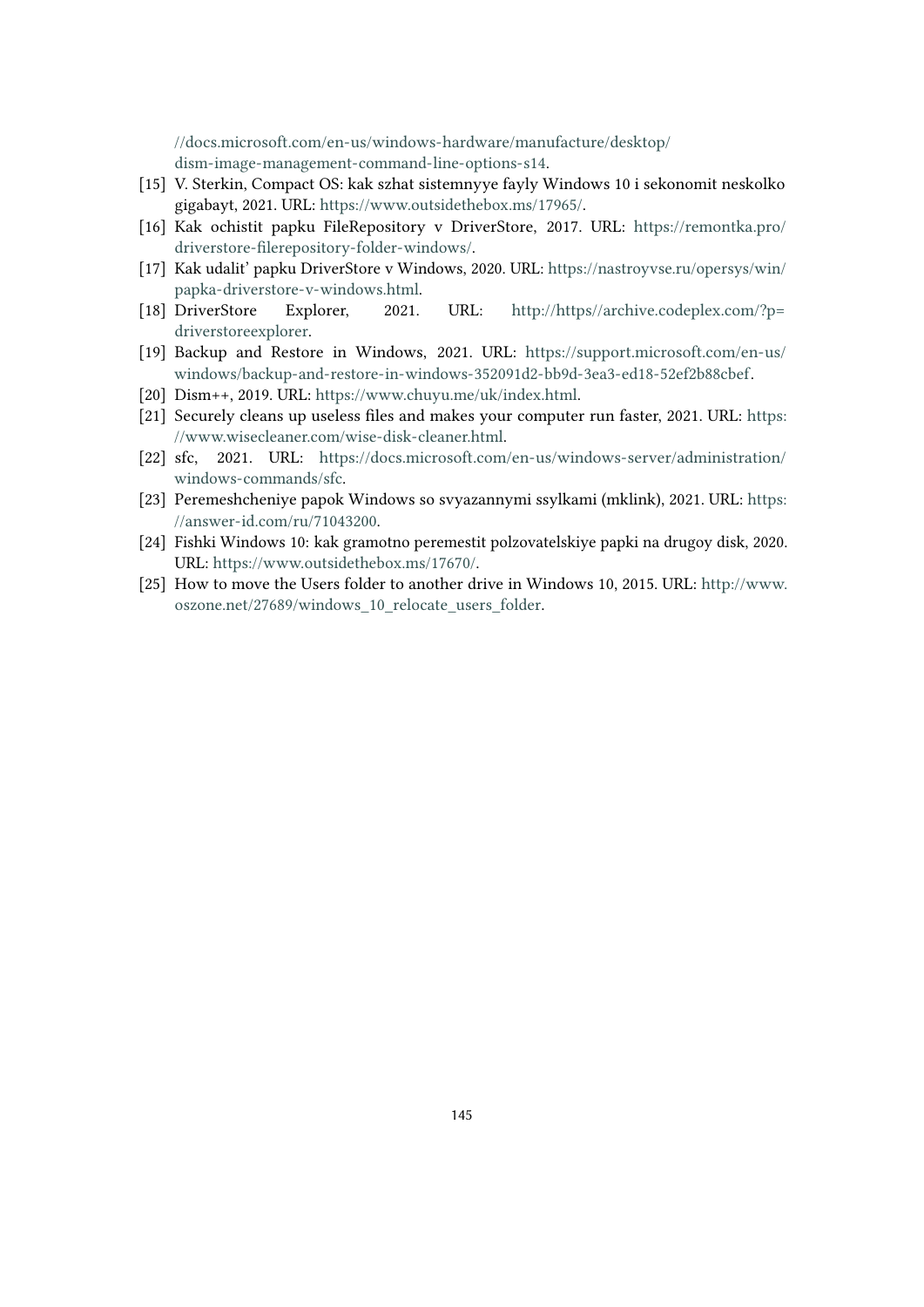//docs.microsoft.com/en-us/windows-hardware/manufacture/desktop/dism-image-management-command-line-options-s14.

[15] V. Sterkin, Compact OS: kak szhat sistemnyye fayly Windows 10 i sekonomit neskolko gigabayt, 2021. URL: https://www.outsidethebox.ms/17965/.

[16] Kak ochistit papku FileRepository v DriverStore, 2017. URL: https://remontka.pro/driverstore-filerepository-folder-windows/.

[17] Kak udalit' papku DriverStore v Windows, 2020. URL: https://nastroyvse.ru/opersys/win/papka-driverstore-v-windows.html.

[18] DriverStore Explorer, 2021. URL: http://https//archive.codeplex.com/?p=driverstoreexplorer.

[19] Backup and Restore in Windows, 2021. URL: https://support.microsoft.com/en-us/windows/backup-and-restore-in-windows-352091d2-bb9d-3ea3-ed18-52ef2b88cbef.

[20] Dism++, 2019. URL: https://www.chuyu.me/uk/index.html.

[21] Securely cleans up useless files and makes your computer run faster, 2021. URL: https://www.wisecleaner.com/wise-disk-cleaner.html.

[22] sfc, 2021. URL: https://docs.microsoft.com/en-us/windows-server/administration/windows-commands/sfc.

[23] Peremeshcheniye papok Windows so svyazannymi ssylkami (mklink), 2021. URL: https://answer-id.com/ru/71043200.

[24] Fishki Windows 10: kak gramotno peremestit polzovatelskiye papki na drugoy disk, 2020. URL: https://www.outsidethebox.ms/17670/.

[25] How to move the Users folder to another drive in Windows 10, 2015. URL: http://www.oszone.net/27689/windows_10_relocate_users_folder.